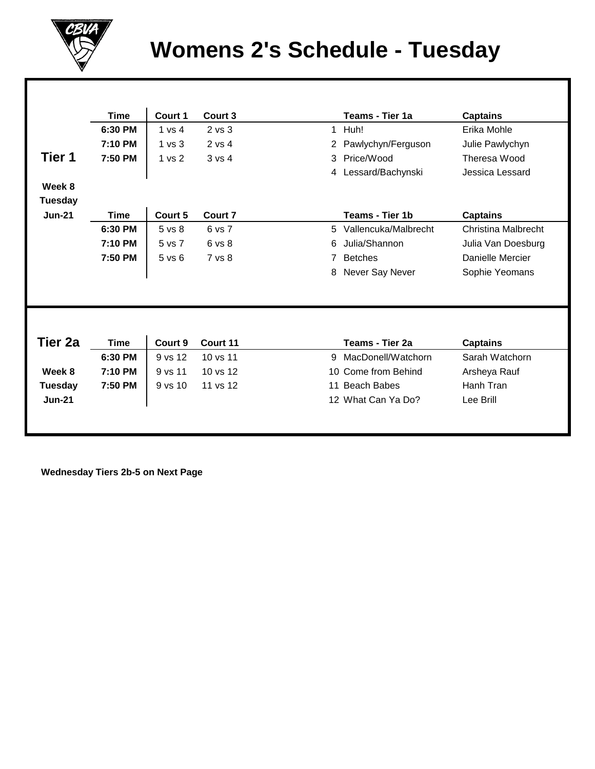# Womens 2's Schedule - Tuesday

## Tier 1

Week 8
Tuesday
Jun-21

| Time | Court 1 | Court 3 | | Teams - Tier 1a | Captains |
|---|---|---|---|---|---|
| 6:30 PM | 1 vs 4 | 2 vs 3 | 1 | Huh! | Erika Mohle |
| 7:10 PM | 1 vs 3 | 2 vs 4 | 2 | Pawlychyn/Ferguson | Julie Pawlychyn |
| 7:50 PM | 1 vs 2 | 3 vs 4 | 3 | Price/Wood | Theresa Wood |
| | | | 4 | Lessard/Bachynski | Jessica Lessard |

| Time | Court 5 | Court 7 | | Teams - Tier 1b | Captains |
|---|---|---|---|---|---|
| 6:30 PM | 5 vs 8 | 6 vs 7 | 5 | Vallencuka/Malbrecht | Christina Malbrecht |
| 7:10 PM | 5 vs 7 | 6 vs 8 | 6 | Julia/Shannon | Julia Van Doesburg |
| 7:50 PM | 5 vs 6 | 7 vs 8 | 7 | Betches | Danielle Mercier |
| | | | 8 | Never Say Never | Sophie Yeomans |

## Tier 2a

Week 8
Tuesday
Jun-21

| Time | Court 9 | Court 11 | | Teams - Tier 2a | Captains |
|---|---|---|---|---|---|
| 6:30 PM | 9 vs 12 | 10 vs 11 | 9 | MacDonell/Watchorn | Sarah Watchorn |
| 7:10 PM | 9 vs 11 | 10 vs 12 | 10 | Come from Behind | Arsheya Rauf |
| 7:50 PM | 9 vs 10 | 11 vs 12 | 11 | Beach Babes | Hanh Tran |
| | | | 12 | What Can Ya Do? | Lee Brill |

**Wednesday Tiers 2b-5 on Next Page**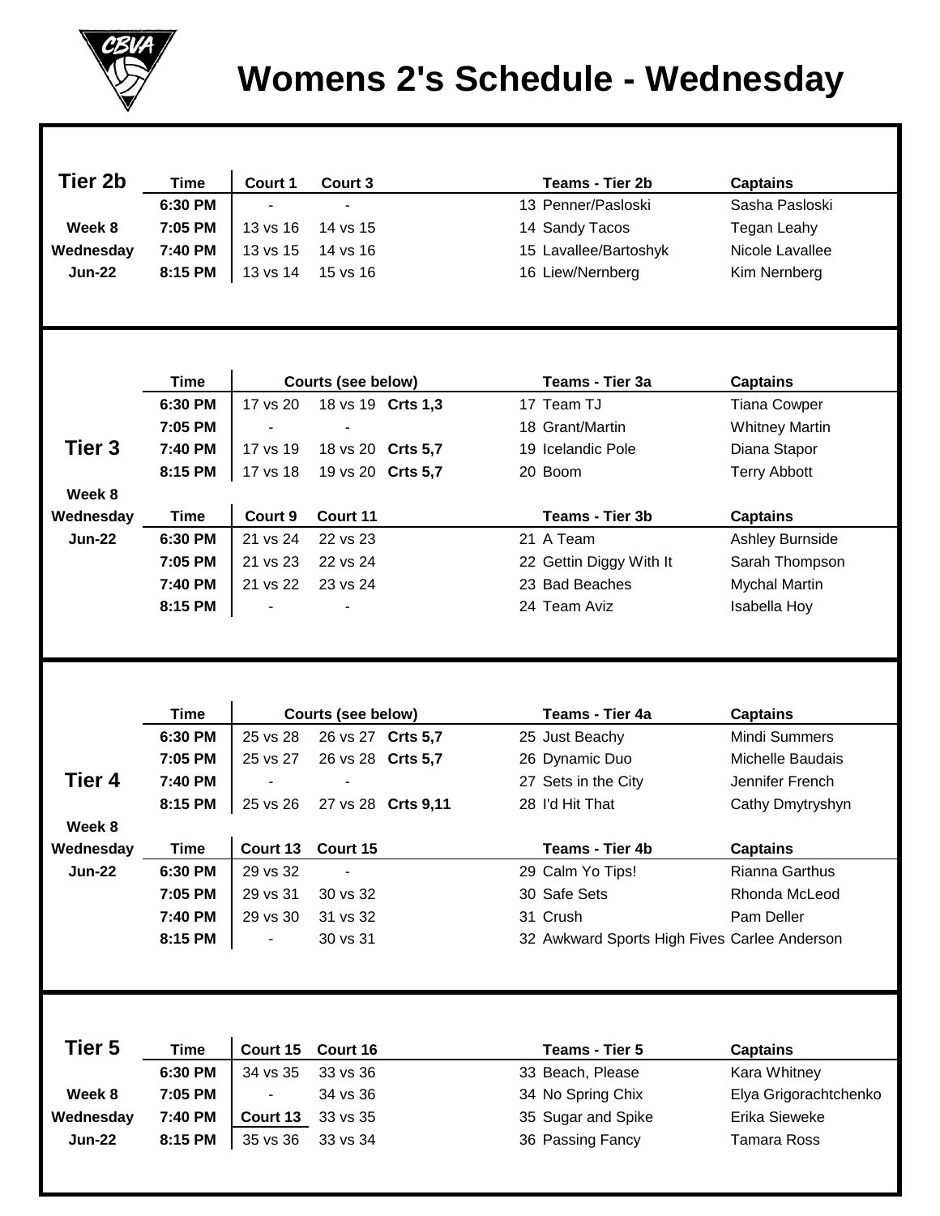# Womens 2's Schedule - Wednesday

## Tier 2b

Week 8
Wednesday
Jun-22

| Time | Court 1 | Court 3 | | Teams - Tier 2b | Captains |
|---|---|---|---|---|---|
| 6:30 PM | - | - | | 13 Penner/Pasloski | Sasha Pasloski |
| 7:05 PM | 13 vs 16 | 14 vs 15 | | 14 Sandy Tacos | Tegan Leahy |
| 7:40 PM | 13 vs 15 | 14 vs 16 | | 15 Lavallee/Bartoshyk | Nicole Lavallee |
| 8:15 PM | 13 vs 14 | 15 vs 16 | | 16 Liew/Nernberg | Kim Nernberg |

## Tier 3

Week 8
Wednesday
Jun-22

| Time | Courts (see below) | | | Teams - Tier 3a | Captains |
|---|---|---|---|---|---|
| 6:30 PM | 17 vs 20 | 18 vs 19 | **Crts 1,3** | 17 Team TJ | Tiana Cowper |
| 7:05 PM | - | - | | 18 Grant/Martin | Whitney Martin |
| 7:40 PM | 17 vs 19 | 18 vs 20 | **Crts 5,7** | 19 Icelandic Pole | Diana Stapor |
| 8:15 PM | 17 vs 18 | 19 vs 20 | **Crts 5,7** | 20 Boom | Terry Abbott |

| Time | Court 9 | Court 11 | | Teams - Tier 3b | Captains |
|---|---|---|---|---|---|
| 6:30 PM | 21 vs 24 | 22 vs 23 | | 21 A Team | Ashley Burnside |
| 7:05 PM | 21 vs 23 | 22 vs 24 | | 22 Gettin Diggy With It | Sarah Thompson |
| 7:40 PM | 21 vs 22 | 23 vs 24 | | 23 Bad Beaches | Mychal Martin |
| 8:15 PM | - | - | | 24 Team Aviz | Isabella Hoy |

## Tier 4

Week 8
Wednesday
Jun-22

| Time | Courts (see below) | | | Teams - Tier 4a | Captains |
|---|---|---|---|---|---|
| 6:30 PM | 25 vs 28 | 26 vs 27 | **Crts 5,7** | 25 Just Beachy | Mindi Summers |
| 7:05 PM | 25 vs 27 | 26 vs 28 | **Crts 5,7** | 26 Dynamic Duo | Michelle Baudais |
| 7:40 PM | - | - | | 27 Sets in the City | Jennifer French |
| 8:15 PM | 25 vs 26 | 27 vs 28 | **Crts 9,11** | 28 I'd Hit That | Cathy Dmytryshyn |

| Time | Court 13 | Court 15 | | Teams - Tier 4b | Captains |
|---|---|---|---|---|---|
| 6:30 PM | 29 vs 32 | - | | 29 Calm Yo Tips! | Rianna Garthus |
| 7:05 PM | 29 vs 31 | 30 vs 32 | | 30 Safe Sets | Rhonda McLeod |
| 7:40 PM | 29 vs 30 | 31 vs 32 | | 31 Crush | Pam Deller |
| 8:15 PM | - | 30 vs 31 | | 32 Awkward Sports High Fives | Carlee Anderson |

## Tier 5

Week 8
Wednesday
Jun-22

| Time | Court 15 | Court 16 | | Teams - Tier 5 | Captains |
|---|---|---|---|---|---|
| 6:30 PM | 34 vs 35 | 33 vs 36 | | 33 Beach, Please | Kara Whitney |
| 7:05 PM | - | 34 vs 36 | | 34 No Spring Chix | Elya Grigorachtchenko |
| 7:40 PM | **Court 13** | 33 vs 35 | | 35 Sugar and Spike | Erika Sieweke |
| 8:15 PM | 35 vs 36 | 33 vs 34 | | 36 Passing Fancy | Tamara Ross |